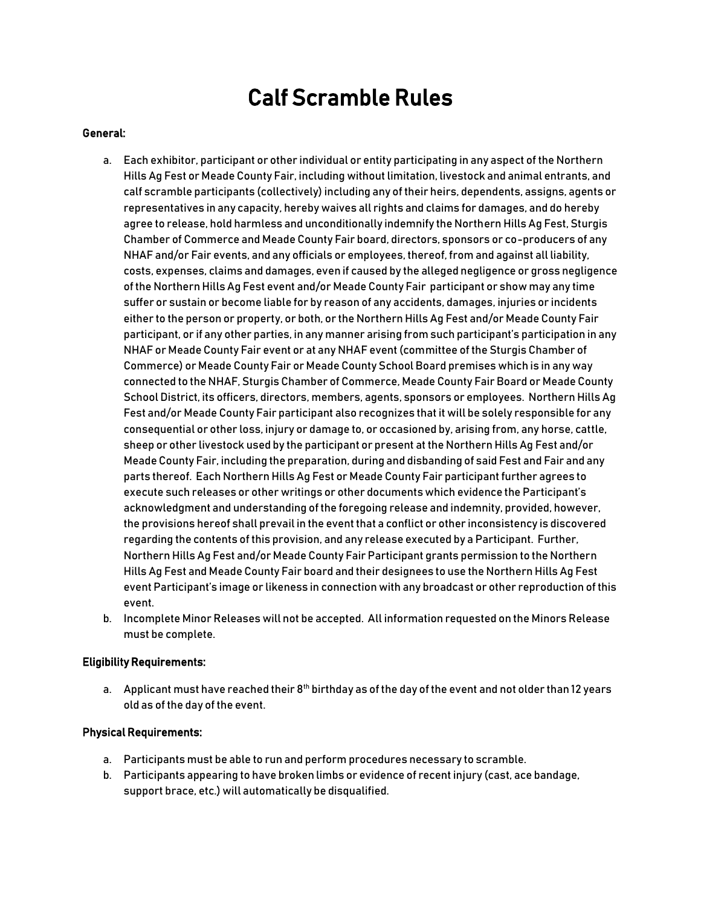# Calf Scramble Rules

**General:**

a. Each exhibitor, participant or other individual or entity participating in any aspect of the Northern Hills Ag Fest or Meade County Fair, including without limitation, livestock and animal entrants, and calf scramble participants (collectively) including any of their heirs, dependents, assigns, agents or representatives in any capacity, hereby waives all rights and claims for damages, and do hereby agree to release, hold harmless and unconditionally indemnify the Northern Hills Ag Fest, Sturgis Chamber of Commerce and Meade County Fair board, directors, sponsors or co-producers of any NHAF and/or Fair events, and any officials or employees, thereof, from and against all liability, costs, expenses, claims and damages, even if caused by the alleged negligence or gross negligence of the Northern Hills Ag Fest event and/or Meade County Fair participant or show may any time suffer or sustain or become liable for by reason of any accidents, damages, injuries or incidents either to the person or property, or both, or the Northern Hills Ag Fest and/or Meade County Fair participant, or if any other parties, in any manner arising from such participant's participation in any NHAF or Meade County Fair event or at any NHAF event (committee of the Sturgis Chamber of Commerce) or Meade County Fair or Meade County School Board premises which is in any way connected to the NHAF, Sturgis Chamber of Commerce, Meade County Fair Board or Meade County School District, its officers, directors, members, agents, sponsors or employees. Northern Hills Ag Fest and/or Meade County Fair participant also recognizes that it will be solely responsible for any consequential or other loss, injury or damage to, or occasioned by, arising from, any horse, cattle, sheep or other livestock used by the participant or present at the Northern Hills Ag Fest and/or Meade County Fair, including the preparation, during and disbanding of said Fest and Fair and any parts thereof. Each Northern Hills Ag Fest or Meade County Fair participant further agrees to execute such releases or other writings or other documents which evidence the Participant's acknowledgment and understanding of the foregoing release and indemnity, provided, however, the provisions hereof shall prevail in the event that a conflict or other inconsistency is discovered regarding the contents of this provision, and any release executed by a Participant. Further, Northern Hills Ag Fest and/or Meade County Fair Participant grants permission to the Northern Hills Ag Fest and Meade County Fair board and their designees to use the Northern Hills Ag Fest event Participant's image or likeness in connection with any broadcast or other reproduction of this event.

b. Incomplete Minor Releases will not be accepted. All information requested on the Minors Release must be complete.

**Eligibility Requirements:**

a. Applicant must have reached their 8th birthday as of the day of the event and not older than 12 years old as of the day of the event.

**Physical Requirements:**

a. Participants must be able to run and perform procedures necessary to scramble.

b. Participants appearing to have broken limbs or evidence of recent injury (cast, ace bandage, support brace, etc.) will automatically be disqualified.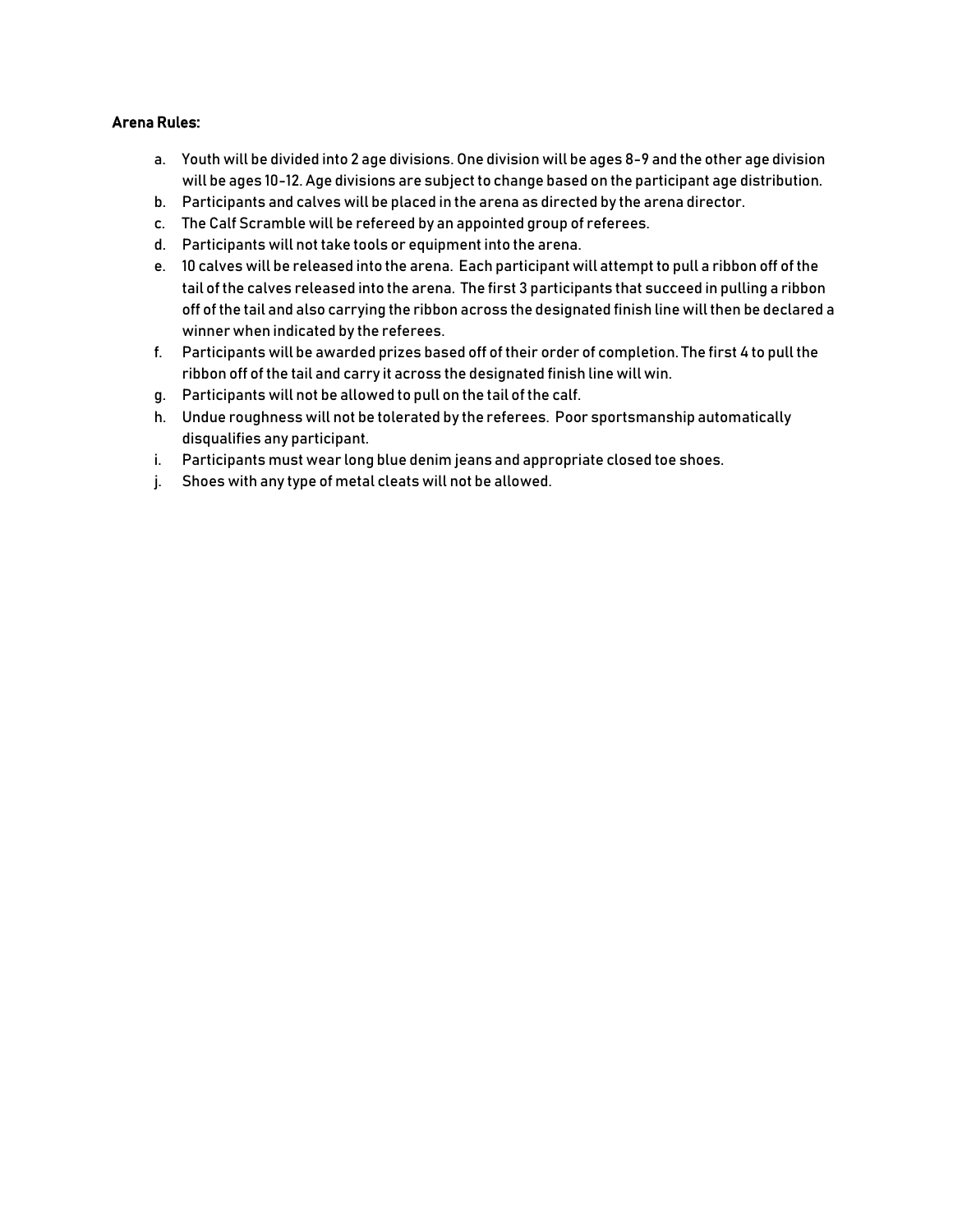**Arena Rules:**

a. Youth will be divided into 2 age divisions. One division will be ages 8-9 and the other age division will be ages 10-12. Age divisions are subject to change based on the participant age distribution.

b. Participants and calves will be placed in the arena as directed by the arena director.

c. The Calf Scramble will be refereed by an appointed group of referees.

d. Participants will not take tools or equipment into the arena.

e. 10 calves will be released into the arena. Each participant will attempt to pull a ribbon off of the tail of the calves released into the arena. The first 3 participants that succeed in pulling a ribbon off of the tail and also carrying the ribbon across the designated finish line will then be declared a winner when indicated by the referees.

f. Participants will be awarded prizes based off of their order of completion. The first 4 to pull the ribbon off of the tail and carry it across the designated finish line will win.

g. Participants will not be allowed to pull on the tail of the calf.

h. Undue roughness will not be tolerated by the referees. Poor sportsmanship automatically disqualifies any participant.

i. Participants must wear long blue denim jeans and appropriate closed toe shoes.

j. Shoes with any type of metal cleats will not be allowed.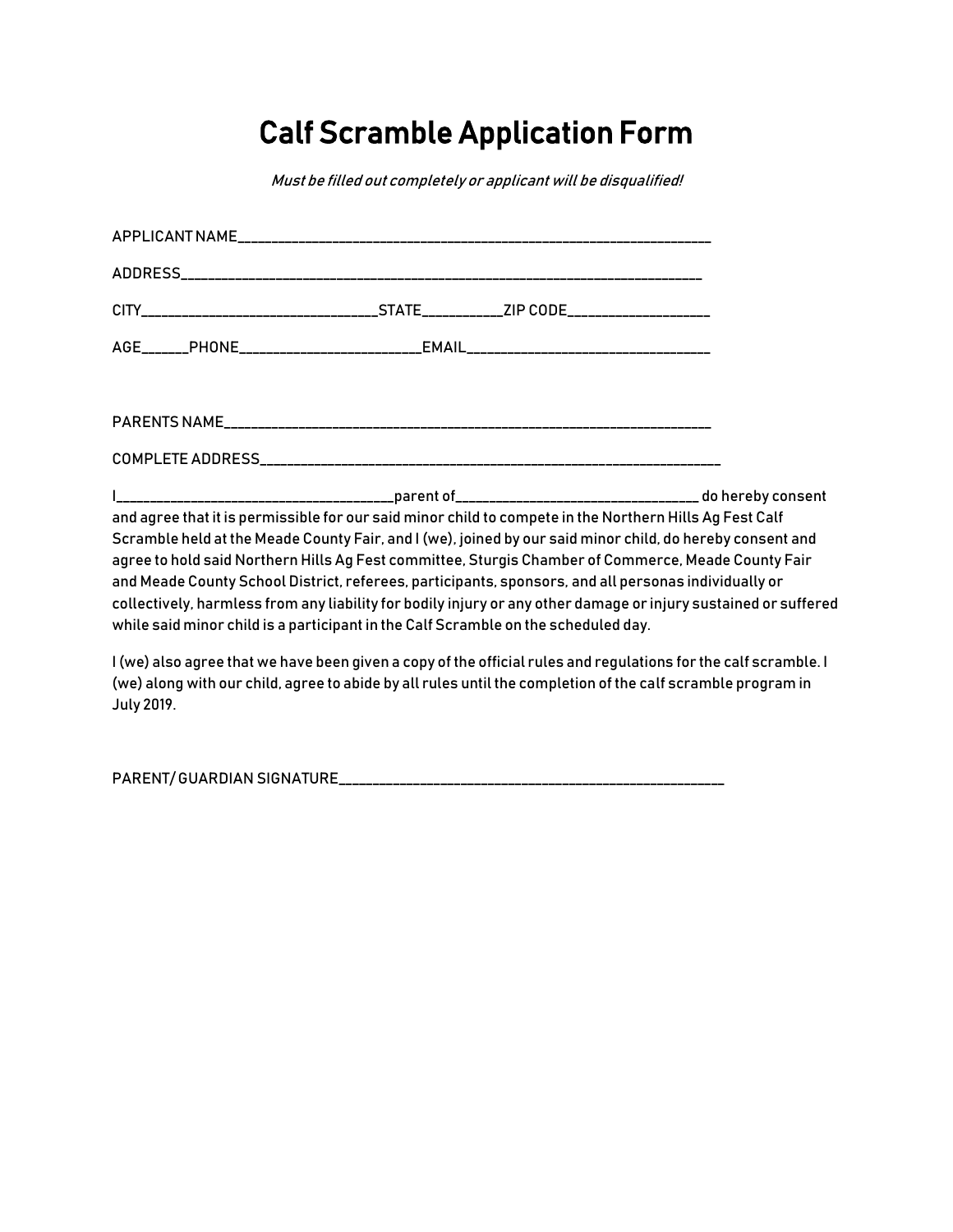# Calf Scramble Application Form

*Must be filled out completely or applicant will be disqualified!*

APPLICANT NAME_______________________________________________________________

ADDRESS___________________________________________________________________

CITY______________________________STATE__________ZIP CODE__________________

AGE______PHONE_______________________EMAIL________________________________

PARENTS NAME______________________________________________________________

COMPLETE ADDRESS__________________________________________________________

I___________________________________parent of______________________________ do hereby consent and agree that it is permissible for our said minor child to compete in the Northern Hills Ag Fest Calf Scramble held at the Meade County Fair, and I (we), joined by our said minor child, do hereby consent and agree to hold said Northern Hills Ag Fest committee, Sturgis Chamber of Commerce, Meade County Fair and Meade County School District, referees, participants, sponsors, and all personas individually or collectively, harmless from any liability for bodily injury or any other damage or injury sustained or suffered while said minor child is a participant in the Calf Scramble on the scheduled day.

I (we) also agree that we have been given a copy of the official rules and regulations for the calf scramble. I (we) along with our child, agree to abide by all rules until the completion of the calf scramble program in July 2019.

PARENT/ GUARDIAN SIGNATURE____________________________________________________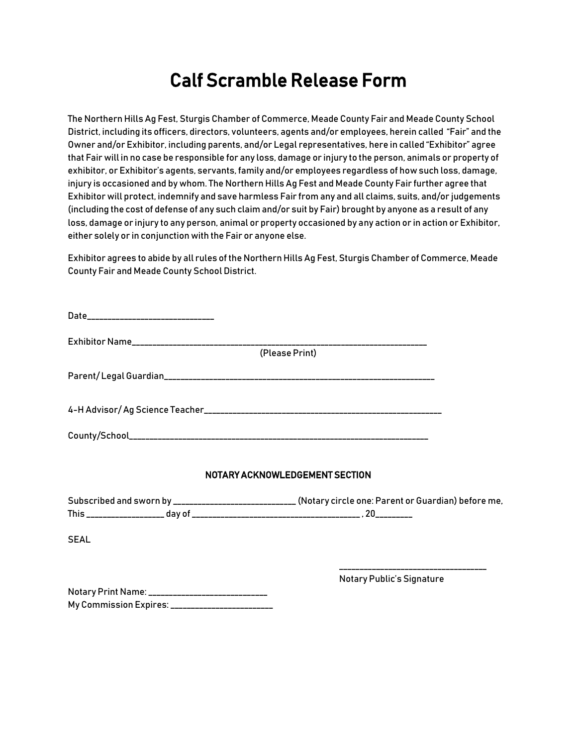# Calf Scramble Release Form

The Northern Hills Ag Fest, Sturgis Chamber of Commerce, Meade County Fair and Meade County School District, including its officers, directors, volunteers, agents and/or employees, herein called "Fair" and the Owner and/or Exhibitor, including parents, and/or Legal representatives, here in called "Exhibitor" agree that Fair will in no case be responsible for any loss, damage or injury to the person, animals or property of exhibitor, or Exhibitor's agents, servants, family and/or employees regardless of how such loss, damage, injury is occasioned and by whom. The Northern Hills Ag Fest and Meade County Fair further agree that Exhibitor will protect, indemnify and save harmless Fair from any and all claims, suits, and/or judgements (including the cost of defense of any such claim and/or suit by Fair) brought by anyone as a result of any loss, damage or injury to any person, animal or property occasioned by any action or in action or Exhibitor, either solely or in conjunction with the Fair or anyone else.

Exhibitor agrees to abide by all rules of the Northern Hills Ag Fest, Sturgis Chamber of Commerce, Meade County Fair and Meade County School District.

Date_____________________________

Exhibitor Name______________________________________________________________________
(Please Print)

Parent/ Legal Guardian_______________________________________________________________

4-H Advisor/ Ag Science Teacher______________________________________________________

County/School______________________________________________________________________

### NOTARY ACKNOWLEDGEMENT SECTION

Subscribed and sworn by ___________________________ (Notary circle one: Parent or Guardian) before me,
This _________________ day of _____________________________________ , 20________

SEAL

__________________________________
Notary Public's Signature

Notary Print Name: ___________________________
My Commission Expires: _______________________